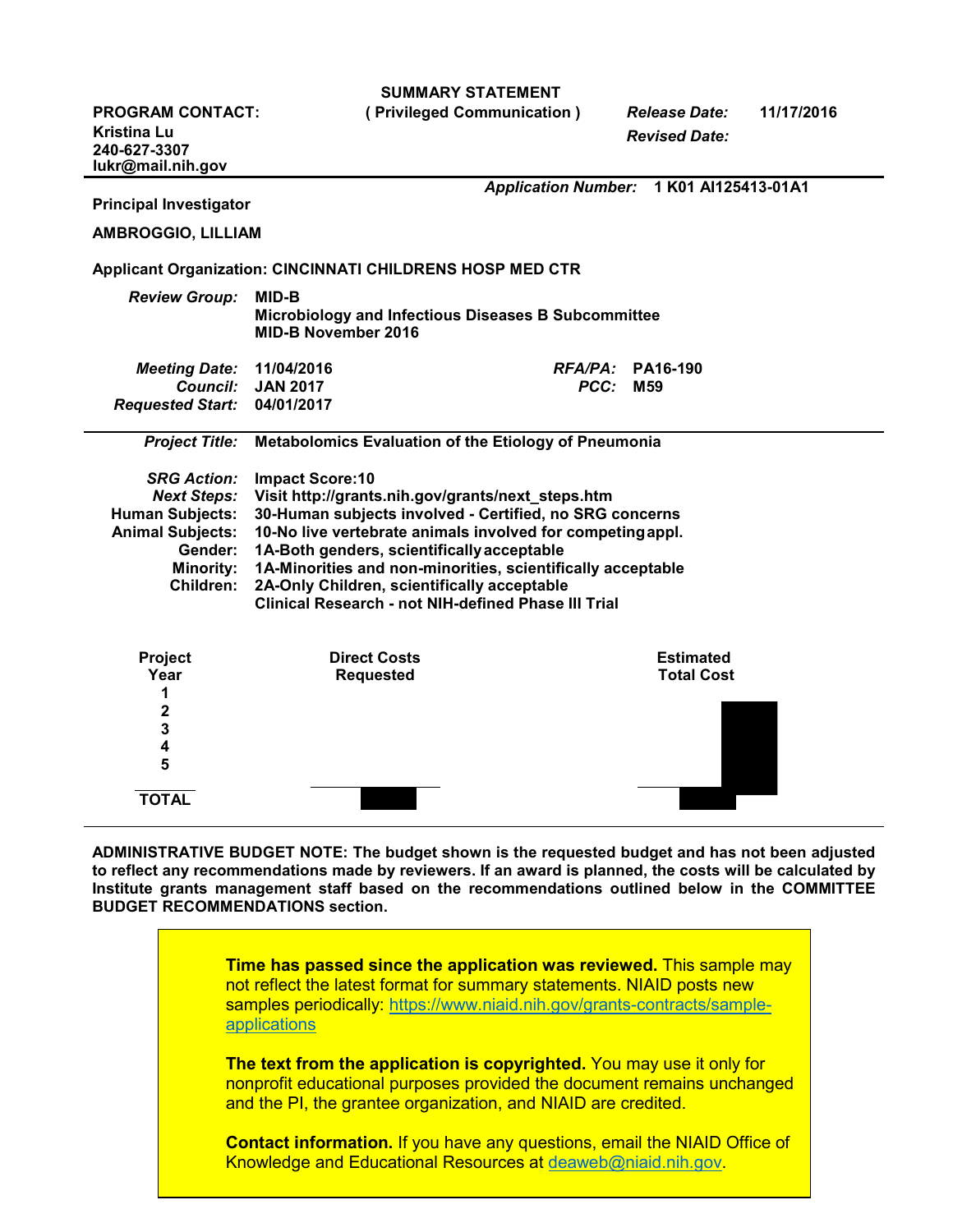**SUMMARY STATEMENT**
**( Privileged Communication )**

**PROGRAM CONTACT:**
**Kristina Lu**
**240-627-3307**
**lukr@mail.nih.gov**

***Release Date:*** **11/17/2016**
***Revised Date:***

***Application Number:*** **1 K01 AI125413-01A1**

**Principal Investigator**

**AMBROGGIO, LILLIAM**

**Applicant Organization: CINCINNATI CHILDRENS HOSP MED CTR**

***Review Group:*** **MID-B**
**Microbiology and Infectious Diseases B Subcommittee**
**MID-B November 2016**

***Meeting Date:*** **11/04/2016**
***Council:*** **JAN 2017**
***Requested Start:*** **04/01/2017**
***RFA/PA:*** **PA16-190**
***PCC:*** **M59**

***Project Title:*** **Metabolomics Evaluation of the Etiology of Pneumonia**

***SRG Action:*** **Impact Score:10**
***Next Steps:*** **Visit http://grants.nih.gov/grants/next_steps.htm**
***Human Subjects:*** **30-Human subjects involved - Certified, no SRG concerns**
***Animal Subjects:*** **10-No live vertebrate animals involved for competing appl.**
***Gender:*** **1A-Both genders, scientifically acceptable**
***Minority:*** **1A-Minorities and non-minorities, scientifically acceptable**
***Children:*** **2A-Only Children, scientifically acceptable**
**Clinical Research - not NIH-defined Phase III Trial**

| Project Year | Direct Costs Requested | Estimated Total Cost |
|---|---|---|
| 1 | | |
| 2 | | |
| 3 | | |
| 4 | | |
| 5 | | |
| **TOTAL** | | |

**ADMINISTRATIVE BUDGET NOTE: The budget shown is the requested budget and has not been adjusted to reflect any recommendations made by reviewers. If an award is planned, the costs will be calculated by Institute grants management staff based on the recommendations outlined below in the COMMITTEE BUDGET RECOMMENDATIONS section.**

**Time has passed since the application was reviewed.** This sample may not reflect the latest format for summary statements. NIAID posts new samples periodically: https://www.niaid.nih.gov/grants-contracts/sample-applications

**The text from the application is copyrighted.** You may use it only for nonprofit educational purposes provided the document remains unchanged and the PI, the grantee organization, and NIAID are credited.

**Contact information.** If you have any questions, email the NIAID Office of Knowledge and Educational Resources at deaweb@niaid.nih.gov.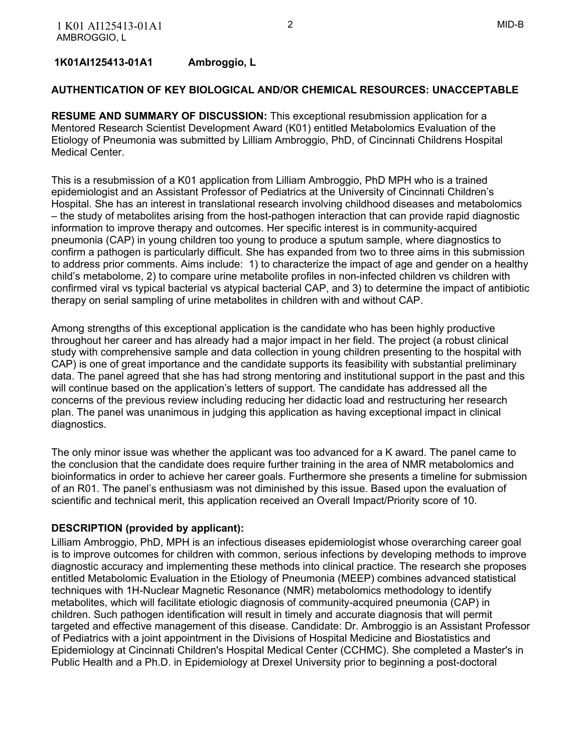**1K01AI125413-01A1 Ambroggio, L**

**AUTHENTICATION OF KEY BIOLOGICAL AND/OR CHEMICAL RESOURCES: UNACCEPTABLE**

**RESUME AND SUMMARY OF DISCUSSION:** This exceptional resubmission application for a Mentored Research Scientist Development Award (K01) entitled Metabolomics Evaluation of the Etiology of Pneumonia was submitted by Lilliam Ambroggio, PhD, of Cincinnati Childrens Hospital Medical Center.

This is a resubmission of a K01 application from Lilliam Ambroggio, PhD MPH who is a trained epidemiologist and an Assistant Professor of Pediatrics at the University of Cincinnati Children's Hospital. She has an interest in translational research involving childhood diseases and metabolomics – the study of metabolites arising from the host-pathogen interaction that can provide rapid diagnostic information to improve therapy and outcomes. Her specific interest is in community-acquired pneumonia (CAP) in young children too young to produce a sputum sample, where diagnostics to confirm a pathogen is particularly difficult. She has expanded from two to three aims in this submission to address prior comments. Aims include: 1) to characterize the impact of age and gender on a healthy child's metabolome, 2) to compare urine metabolite profiles in non-infected children vs children with confirmed viral vs typical bacterial vs atypical bacterial CAP, and 3) to determine the impact of antibiotic therapy on serial sampling of urine metabolites in children with and without CAP.

Among strengths of this exceptional application is the candidate who has been highly productive throughout her career and has already had a major impact in her field. The project (a robust clinical study with comprehensive sample and data collection in young children presenting to the hospital with CAP) is one of great importance and the candidate supports its feasibility with substantial preliminary data. The panel agreed that she has had strong mentoring and institutional support in the past and this will continue based on the application's letters of support. The candidate has addressed all the concerns of the previous review including reducing her didactic load and restructuring her research plan. The panel was unanimous in judging this application as having exceptional impact in clinical diagnostics.

The only minor issue was whether the applicant was too advanced for a K award. The panel came to the conclusion that the candidate does require further training in the area of NMR metabolomics and bioinformatics in order to achieve her career goals. Furthermore she presents a timeline for submission of an R01. The panel's enthusiasm was not diminished by this issue. Based upon the evaluation of scientific and technical merit, this application received an Overall Impact/Priority score of 10.

**DESCRIPTION (provided by applicant):**
Lilliam Ambroggio, PhD, MPH is an infectious diseases epidemiologist whose overarching career goal is to improve outcomes for children with common, serious infections by developing methods to improve diagnostic accuracy and implementing these methods into clinical practice. The research she proposes entitled Metabolomic Evaluation in the Etiology of Pneumonia (MEEP) combines advanced statistical techniques with 1H-Nuclear Magnetic Resonance (NMR) metabolomics methodology to identify metabolites, which will facilitate etiologic diagnosis of community-acquired pneumonia (CAP) in children. Such pathogen identification will result in timely and accurate diagnosis that will permit targeted and effective management of this disease. Candidate: Dr. Ambroggio is an Assistant Professor of Pediatrics with a joint appointment in the Divisions of Hospital Medicine and Biostatistics and Epidemiology at Cincinnati Children's Hospital Medical Center (CCHMC). She completed a Master's in Public Health and a Ph.D. in Epidemiology at Drexel University prior to beginning a post-doctoral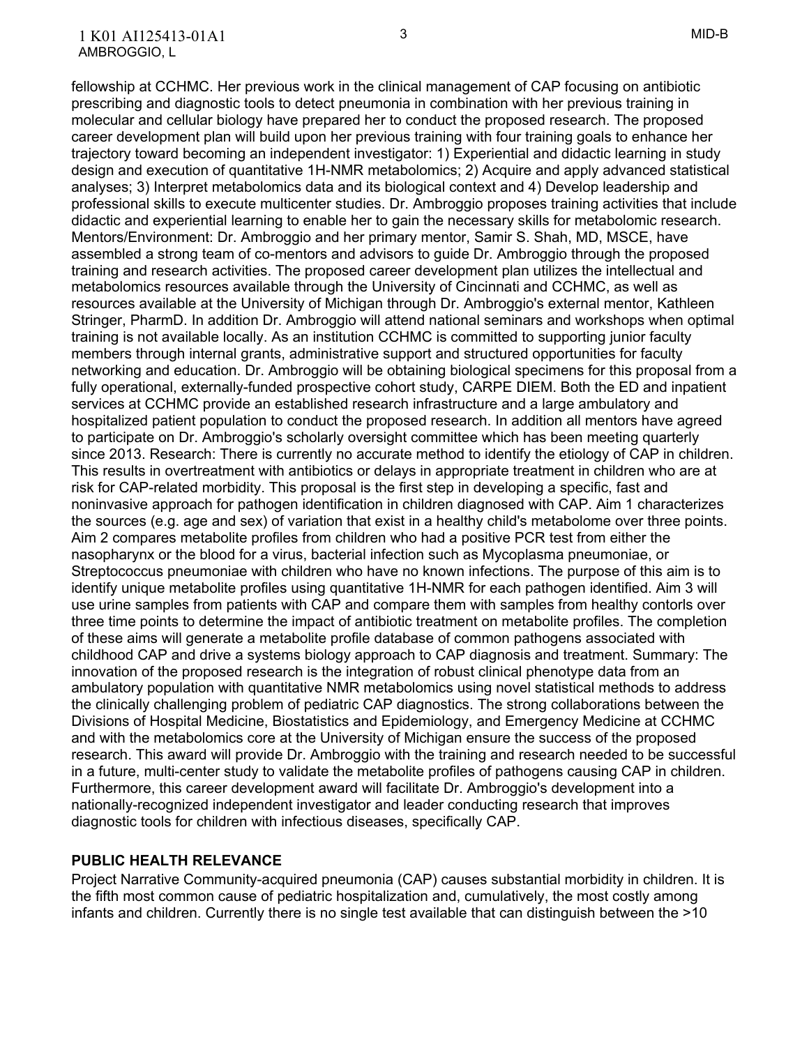fellowship at CCHMC. Her previous work in the clinical management of CAP focusing on antibiotic prescribing and diagnostic tools to detect pneumonia in combination with her previous training in molecular and cellular biology have prepared her to conduct the proposed research. The proposed career development plan will build upon her previous training with four training goals to enhance her trajectory toward becoming an independent investigator: 1) Experiential and didactic learning in study design and execution of quantitative 1H-NMR metabolomics; 2) Acquire and apply advanced statistical analyses; 3) Interpret metabolomics data and its biological context and 4) Develop leadership and professional skills to execute multicenter studies. Dr. Ambroggio proposes training activities that include didactic and experiential learning to enable her to gain the necessary skills for metabolomic research. Mentors/Environment: Dr. Ambroggio and her primary mentor, Samir S. Shah, MD, MSCE, have assembled a strong team of co-mentors and advisors to guide Dr. Ambroggio through the proposed training and research activities. The proposed career development plan utilizes the intellectual and metabolomics resources available through the University of Cincinnati and CCHMC, as well as resources available at the University of Michigan through Dr. Ambroggio's external mentor, Kathleen Stringer, PharmD. In addition Dr. Ambroggio will attend national seminars and workshops when optimal training is not available locally. As an institution CCHMC is committed to supporting junior faculty members through internal grants, administrative support and structured opportunities for faculty networking and education. Dr. Ambroggio will be obtaining biological specimens for this proposal from a fully operational, externally-funded prospective cohort study, CARPE DIEM. Both the ED and inpatient services at CCHMC provide an established research infrastructure and a large ambulatory and hospitalized patient population to conduct the proposed research. In addition all mentors have agreed to participate on Dr. Ambroggio's scholarly oversight committee which has been meeting quarterly since 2013. Research: There is currently no accurate method to identify the etiology of CAP in children. This results in overtreatment with antibiotics or delays in appropriate treatment in children who are at risk for CAP-related morbidity. This proposal is the first step in developing a specific, fast and noninvasive approach for pathogen identification in children diagnosed with CAP. Aim 1 characterizes the sources (e.g. age and sex) of variation that exist in a healthy child's metabolome over three points. Aim 2 compares metabolite profiles from children who had a positive PCR test from either the nasopharynx or the blood for a virus, bacterial infection such as Mycoplasma pneumoniae, or Streptococcus pneumoniae with children who have no known infections. The purpose of this aim is to identify unique metabolite profiles using quantitative 1H-NMR for each pathogen identified. Aim 3 will use urine samples from patients with CAP and compare them with samples from healthy contorls over three time points to determine the impact of antibiotic treatment on metabolite profiles. The completion of these aims will generate a metabolite profile database of common pathogens associated with childhood CAP and drive a systems biology approach to CAP diagnosis and treatment. Summary: The innovation of the proposed research is the integration of robust clinical phenotype data from an ambulatory population with quantitative NMR metabolomics using novel statistical methods to address the clinically challenging problem of pediatric CAP diagnostics. The strong collaborations between the Divisions of Hospital Medicine, Biostatistics and Epidemiology, and Emergency Medicine at CCHMC and with the metabolomics core at the University of Michigan ensure the success of the proposed research. This award will provide Dr. Ambroggio with the training and research needed to be successful in a future, multi-center study to validate the metabolite profiles of pathogens causing CAP in children. Furthermore, this career development award will facilitate Dr. Ambroggio's development into a nationally-recognized independent investigator and leader conducting research that improves diagnostic tools for children with infectious diseases, specifically CAP.

## PUBLIC HEALTH RELEVANCE

Project Narrative Community-acquired pneumonia (CAP) causes substantial morbidity in children. It is the fifth most common cause of pediatric hospitalization and, cumulatively, the most costly among infants and children. Currently there is no single test available that can distinguish between the >10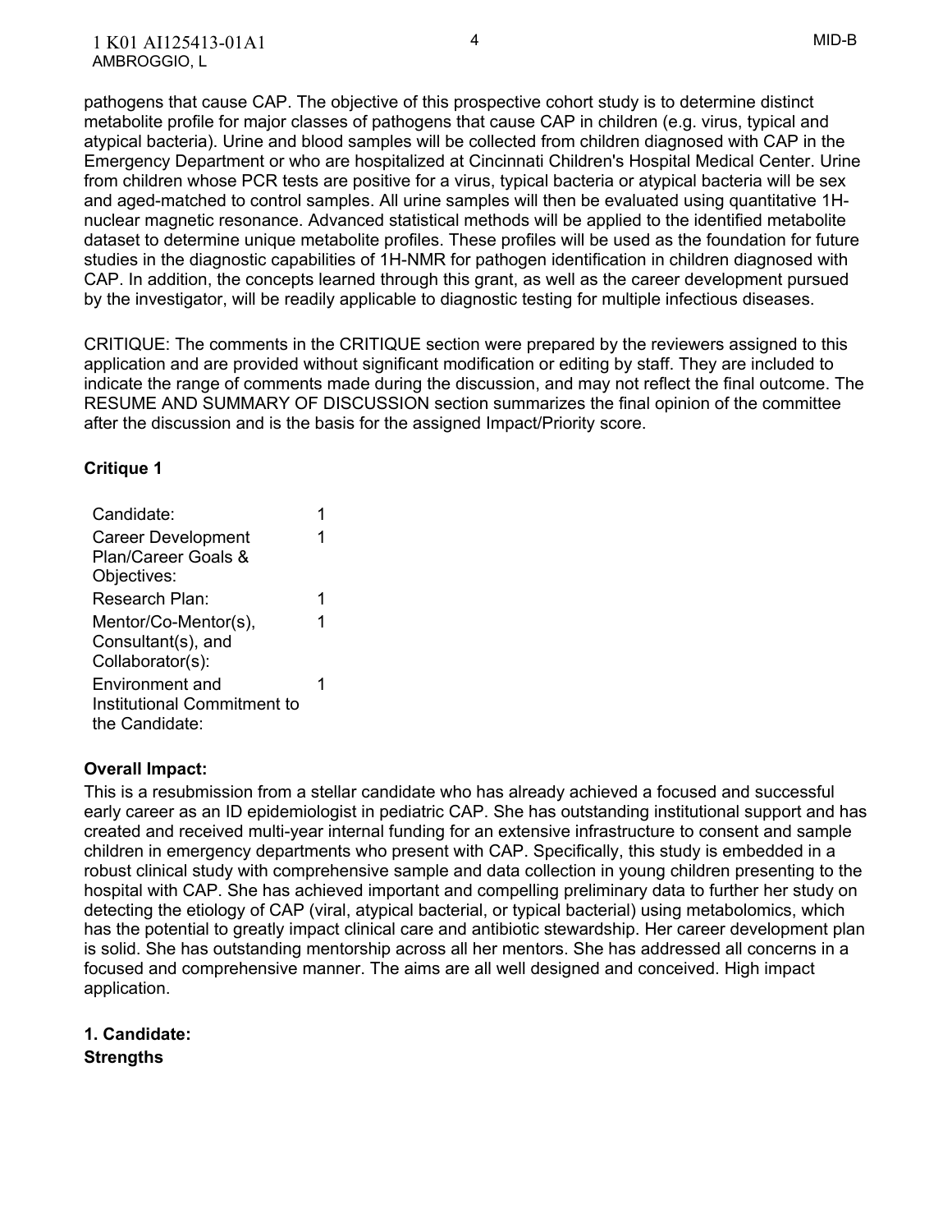pathogens that cause CAP. The objective of this prospective cohort study is to determine distinct metabolite profile for major classes of pathogens that cause CAP in children (e.g. virus, typical and atypical bacteria). Urine and blood samples will be collected from children diagnosed with CAP in the Emergency Department or who are hospitalized at Cincinnati Children's Hospital Medical Center. Urine from children whose PCR tests are positive for a virus, typical bacteria or atypical bacteria will be sex and aged-matched to control samples. All urine samples will then be evaluated using quantitative 1H-nuclear magnetic resonance. Advanced statistical methods will be applied to the identified metabolite dataset to determine unique metabolite profiles. These profiles will be used as the foundation for future studies in the diagnostic capabilities of 1H-NMR for pathogen identification in children diagnosed with CAP. In addition, the concepts learned through this grant, as well as the career development pursued by the investigator, will be readily applicable to diagnostic testing for multiple infectious diseases.

CRITIQUE: The comments in the CRITIQUE section were prepared by the reviewers assigned to this application and are provided without significant modification or editing by staff. They are included to indicate the range of comments made during the discussion, and may not reflect the final outcome. The RESUME AND SUMMARY OF DISCUSSION section summarizes the final opinion of the committee after the discussion and is the basis for the assigned Impact/Priority score.

**Critique 1**

| | |
|---|---|
| Candidate: | 1 |
| Career Development Plan/Career Goals & Objectives: | 1 |
| Research Plan: | 1 |
| Mentor/Co-Mentor(s), Consultant(s), and Collaborator(s): | 1 |
| Environment and Institutional Commitment to the Candidate: | 1 |

**Overall Impact:**

This is a resubmission from a stellar candidate who has already achieved a focused and successful early career as an ID epidemiologist in pediatric CAP. She has outstanding institutional support and has created and received multi-year internal funding for an extensive infrastructure to consent and sample children in emergency departments who present with CAP. Specifically, this study is embedded in a robust clinical study with comprehensive sample and data collection in young children presenting to the hospital with CAP. She has achieved important and compelling preliminary data to further her study on detecting the etiology of CAP (viral, atypical bacterial, or typical bacterial) using metabolomics, which has the potential to greatly impact clinical care and antibiotic stewardship. Her career development plan is solid. She has outstanding mentorship across all her mentors. She has addressed all concerns in a focused and comprehensive manner. The aims are all well designed and conceived. High impact application.

**1. Candidate:**

**Strengths**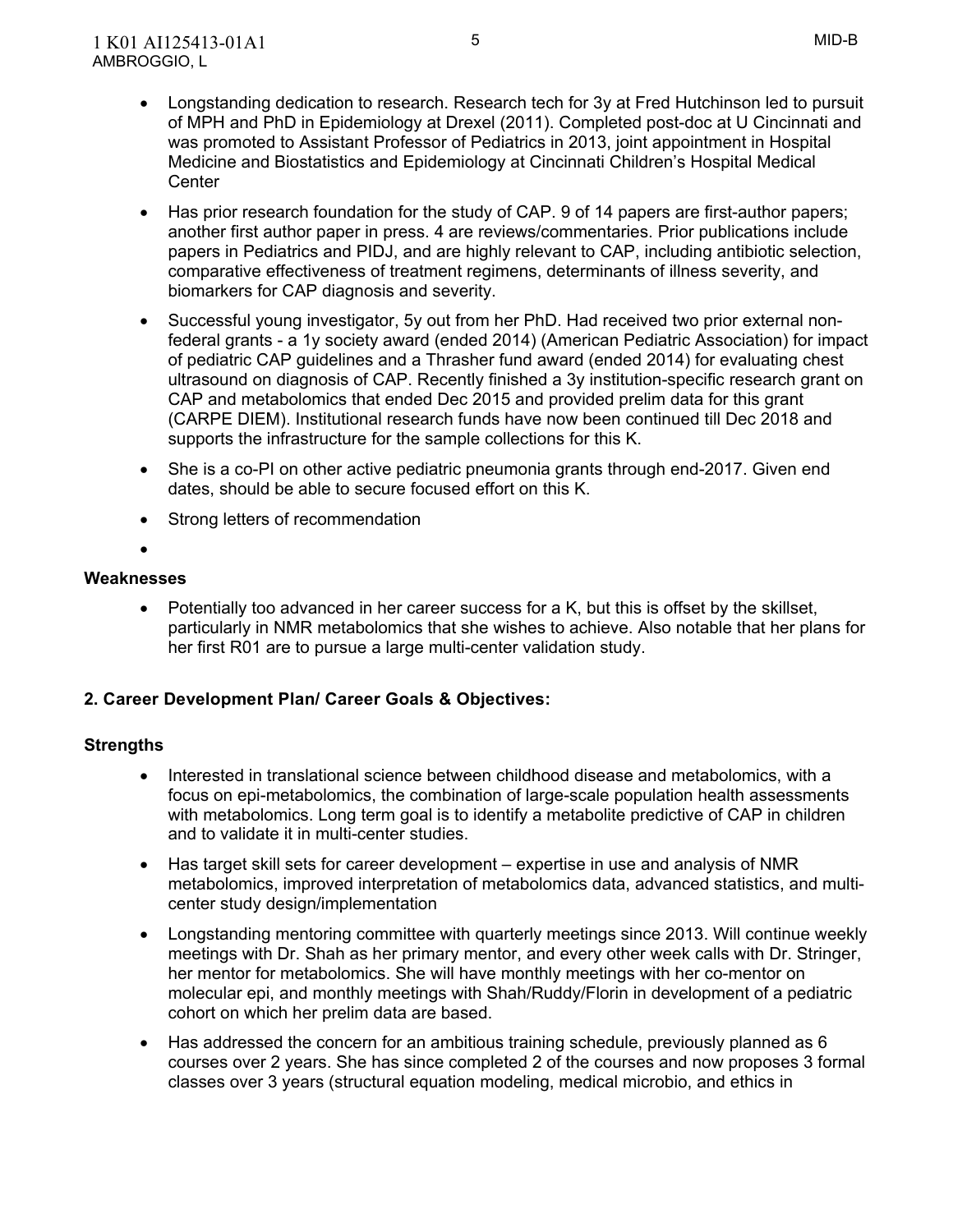- Longstanding dedication to research. Research tech for 3y at Fred Hutchinson led to pursuit of MPH and PhD in Epidemiology at Drexel (2011). Completed post-doc at U Cincinnati and was promoted to Assistant Professor of Pediatrics in 2013, joint appointment in Hospital Medicine and Biostatistics and Epidemiology at Cincinnati Children's Hospital Medical Center
- Has prior research foundation for the study of CAP. 9 of 14 papers are first-author papers; another first author paper in press. 4 are reviews/commentaries. Prior publications include papers in Pediatrics and PIDJ, and are highly relevant to CAP, including antibiotic selection, comparative effectiveness of treatment regimens, determinants of illness severity, and biomarkers for CAP diagnosis and severity.
- Successful young investigator, 5y out from her PhD. Had received two prior external non-federal grants - a 1y society award (ended 2014) (American Pediatric Association) for impact of pediatric CAP guidelines and a Thrasher fund award (ended 2014) for evaluating chest ultrasound on diagnosis of CAP. Recently finished a 3y institution-specific research grant on CAP and metabolomics that ended Dec 2015 and provided prelim data for this grant (CARPE DIEM). Institutional research funds have now been continued till Dec 2018 and supports the infrastructure for the sample collections for this K.
- She is a co-PI on other active pediatric pneumonia grants through end-2017. Given end dates, should be able to secure focused effort on this K.
- Strong letters of recommendation
-

**Weaknesses**

- Potentially too advanced in her career success for a K, but this is offset by the skillset, particularly in NMR metabolomics that she wishes to achieve. Also notable that her plans for her first R01 are to pursue a large multi-center validation study.

**2. Career Development Plan/ Career Goals & Objectives:**

**Strengths**

- Interested in translational science between childhood disease and metabolomics, with a focus on epi-metabolomics, the combination of large-scale population health assessments with metabolomics. Long term goal is to identify a metabolite predictive of CAP in children and to validate it in multi-center studies.
- Has target skill sets for career development – expertise in use and analysis of NMR metabolomics, improved interpretation of metabolomics data, advanced statistics, and multi-center study design/implementation
- Longstanding mentoring committee with quarterly meetings since 2013. Will continue weekly meetings with Dr. Shah as her primary mentor, and every other week calls with Dr. Stringer, her mentor for metabolomics. She will have monthly meetings with her co-mentor on molecular epi, and monthly meetings with Shah/Ruddy/Florin in development of a pediatric cohort on which her prelim data are based.
- Has addressed the concern for an ambitious training schedule, previously planned as 6 courses over 2 years. She has since completed 2 of the courses and now proposes 3 formal classes over 3 years (structural equation modeling, medical microbio, and ethics in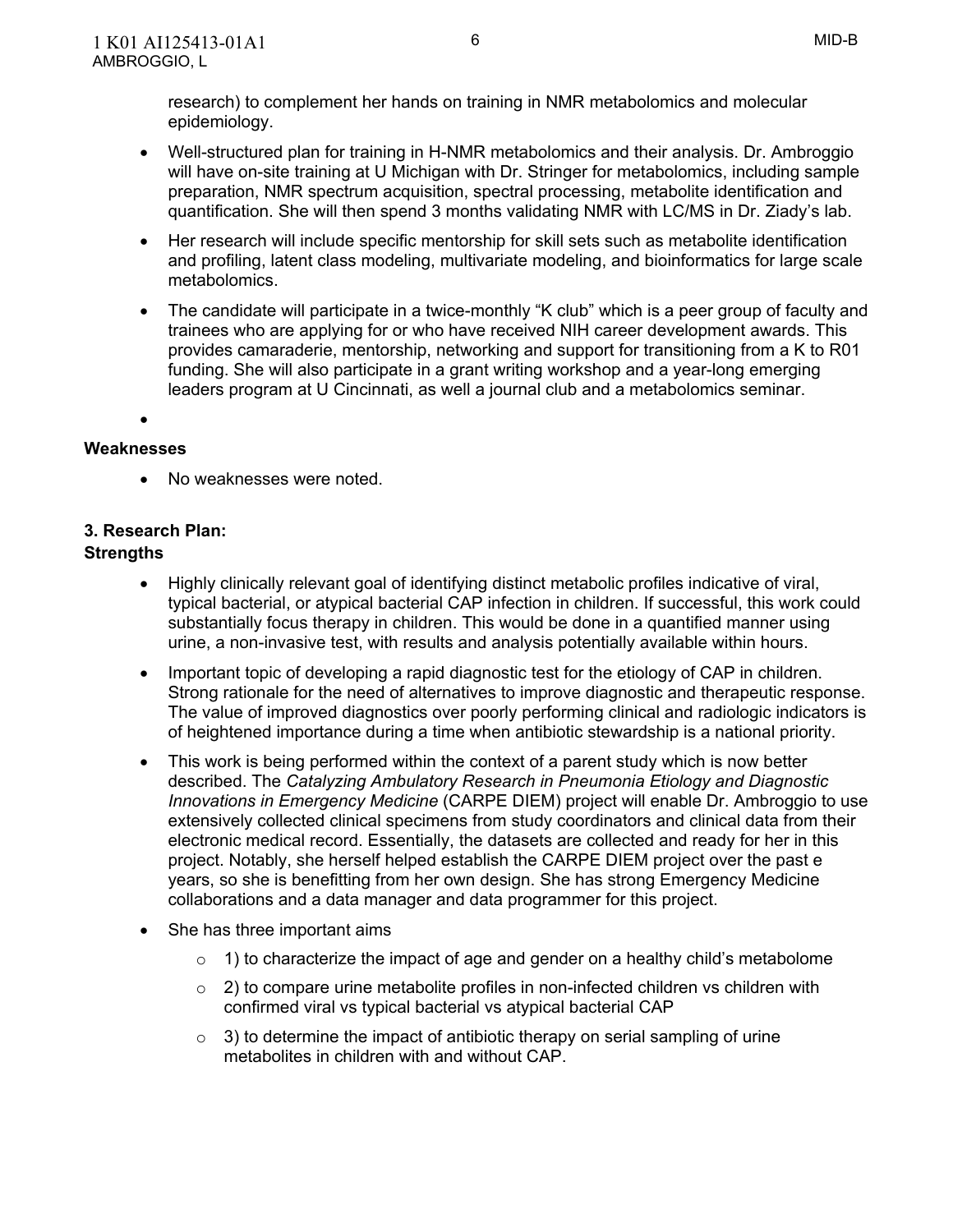research) to complement her hands on training in NMR metabolomics and molecular epidemiology.

- Well-structured plan for training in H-NMR metabolomics and their analysis. Dr. Ambroggio will have on-site training at U Michigan with Dr. Stringer for metabolomics, including sample preparation, NMR spectrum acquisition, spectral processing, metabolite identification and quantification. She will then spend 3 months validating NMR with LC/MS in Dr. Ziady's lab.
- Her research will include specific mentorship for skill sets such as metabolite identification and profiling, latent class modeling, multivariate modeling, and bioinformatics for large scale metabolomics.
- The candidate will participate in a twice-monthly "K club" which is a peer group of faculty and trainees who are applying for or who have received NIH career development awards. This provides camaraderie, mentorship, networking and support for transitioning from a K to R01 funding. She will also participate in a grant writing workshop and a year-long emerging leaders program at U Cincinnati, as well a journal club and a metabolomics seminar.
-

**Weaknesses**

- No weaknesses were noted.

**3. Research Plan:**

**Strengths**

- Highly clinically relevant goal of identifying distinct metabolic profiles indicative of viral, typical bacterial, or atypical bacterial CAP infection in children. If successful, this work could substantially focus therapy in children. This would be done in a quantified manner using urine, a non-invasive test, with results and analysis potentially available within hours.
- Important topic of developing a rapid diagnostic test for the etiology of CAP in children. Strong rationale for the need of alternatives to improve diagnostic and therapeutic response. The value of improved diagnostics over poorly performing clinical and radiologic indicators is of heightened importance during a time when antibiotic stewardship is a national priority.
- This work is being performed within the context of a parent study which is now better described. The *Catalyzing Ambulatory Research in Pneumonia Etiology and Diagnostic Innovations in Emergency Medicine* (CARPE DIEM) project will enable Dr. Ambroggio to use extensively collected clinical specimens from study coordinators and clinical data from their electronic medical record. Essentially, the datasets are collected and ready for her in this project. Notably, she herself helped establish the CARPE DIEM project over the past e years, so she is benefitting from her own design. She has strong Emergency Medicine collaborations and a data manager and data programmer for this project.
- She has three important aims
  - 1) to characterize the impact of age and gender on a healthy child's metabolome
  - 2) to compare urine metabolite profiles in non-infected children vs children with confirmed viral vs typical bacterial vs atypical bacterial CAP
  - 3) to determine the impact of antibiotic therapy on serial sampling of urine metabolites in children with and without CAP.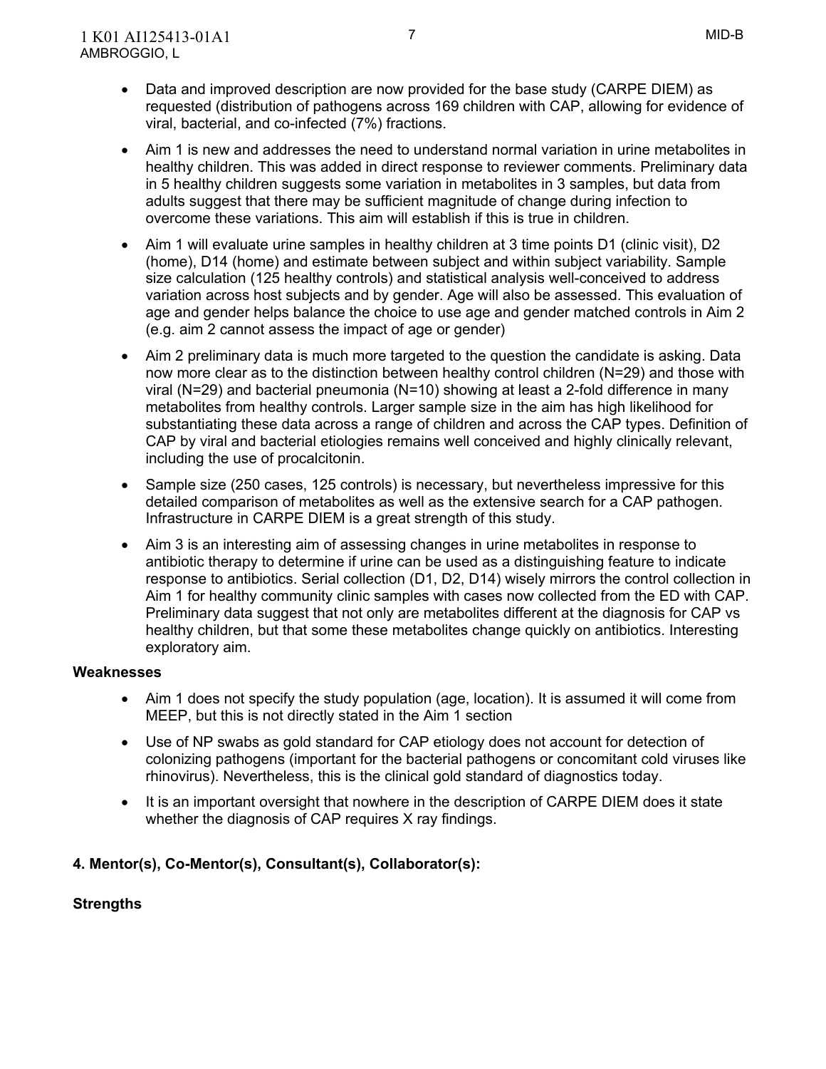- Data and improved description are now provided for the base study (CARPE DIEM) as requested (distribution of pathogens across 169 children with CAP, allowing for evidence of viral, bacterial, and co-infected (7%) fractions.
- Aim 1 is new and addresses the need to understand normal variation in urine metabolites in healthy children. This was added in direct response to reviewer comments. Preliminary data in 5 healthy children suggests some variation in metabolites in 3 samples, but data from adults suggest that there may be sufficient magnitude of change during infection to overcome these variations. This aim will establish if this is true in children.
- Aim 1 will evaluate urine samples in healthy children at 3 time points D1 (clinic visit), D2 (home), D14 (home) and estimate between subject and within subject variability. Sample size calculation (125 healthy controls) and statistical analysis well-conceived to address variation across host subjects and by gender. Age will also be assessed. This evaluation of age and gender helps balance the choice to use age and gender matched controls in Aim 2 (e.g. aim 2 cannot assess the impact of age or gender)
- Aim 2 preliminary data is much more targeted to the question the candidate is asking. Data now more clear as to the distinction between healthy control children (N=29) and those with viral (N=29) and bacterial pneumonia (N=10) showing at least a 2-fold difference in many metabolites from healthy controls. Larger sample size in the aim has high likelihood for substantiating these data across a range of children and across the CAP types. Definition of CAP by viral and bacterial etiologies remains well conceived and highly clinically relevant, including the use of procalcitonin.
- Sample size (250 cases, 125 controls) is necessary, but nevertheless impressive for this detailed comparison of metabolites as well as the extensive search for a CAP pathogen. Infrastructure in CARPE DIEM is a great strength of this study.
- Aim 3 is an interesting aim of assessing changes in urine metabolites in response to antibiotic therapy to determine if urine can be used as a distinguishing feature to indicate response to antibiotics. Serial collection (D1, D2, D14) wisely mirrors the control collection in Aim 1 for healthy community clinic samples with cases now collected from the ED with CAP. Preliminary data suggest that not only are metabolites different at the diagnosis for CAP vs healthy children, but that some these metabolites change quickly on antibiotics. Interesting exploratory aim.

**Weaknesses**

- Aim 1 does not specify the study population (age, location). It is assumed it will come from MEEP, but this is not directly stated in the Aim 1 section
- Use of NP swabs as gold standard for CAP etiology does not account for detection of colonizing pathogens (important for the bacterial pathogens or concomitant cold viruses like rhinovirus). Nevertheless, this is the clinical gold standard of diagnostics today.
- It is an important oversight that nowhere in the description of CARPE DIEM does it state whether the diagnosis of CAP requires X ray findings.

**4. Mentor(s), Co-Mentor(s), Consultant(s), Collaborator(s):**

**Strengths**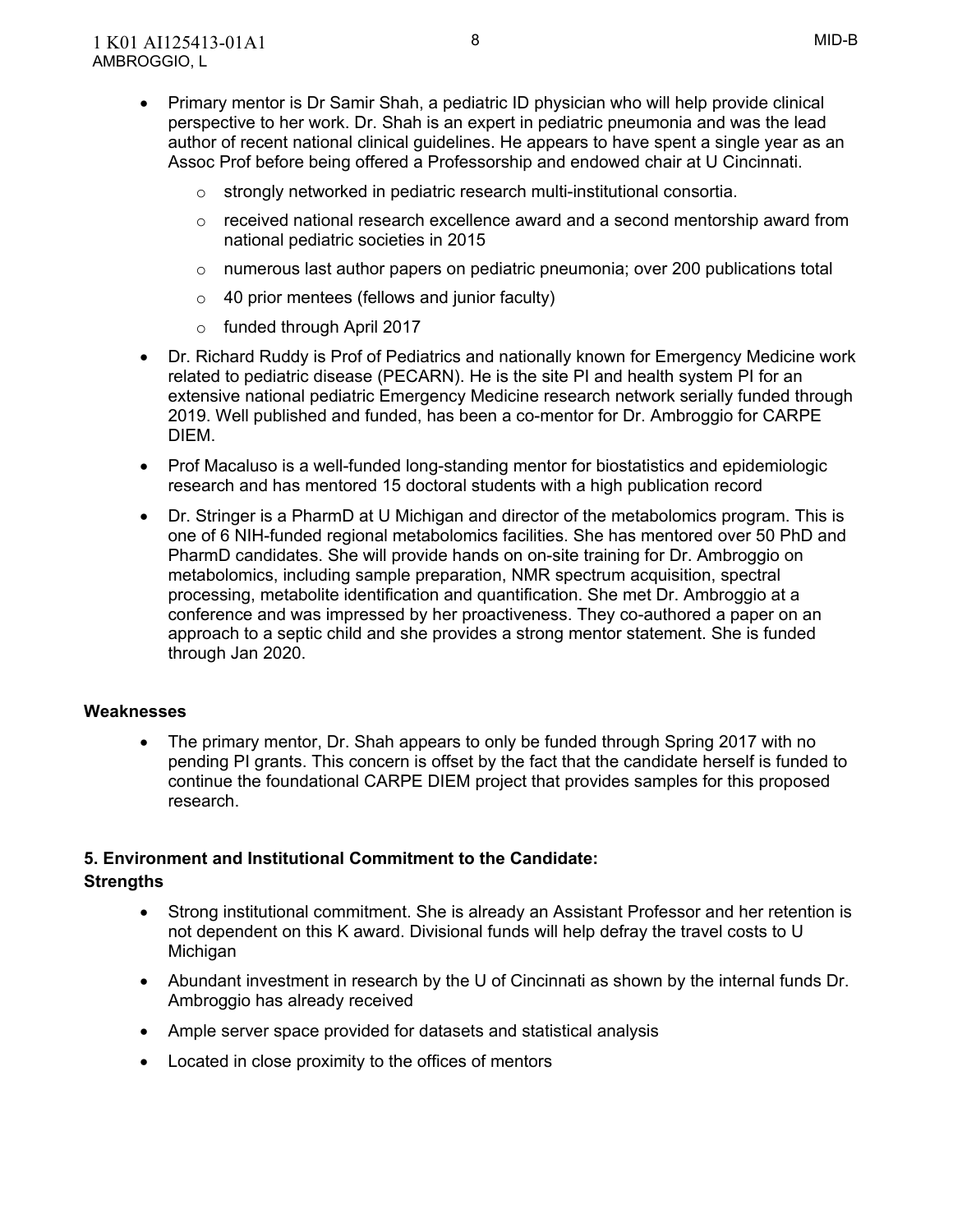- Primary mentor is Dr Samir Shah, a pediatric ID physician who will help provide clinical perspective to her work. Dr. Shah is an expert in pediatric pneumonia and was the lead author of recent national clinical guidelines. He appears to have spent a single year as an Assoc Prof before being offered a Professorship and endowed chair at U Cincinnati.
    - strongly networked in pediatric research multi-institutional consortia.
    - received national research excellence award and a second mentorship award from national pediatric societies in 2015
    - numerous last author papers on pediatric pneumonia; over 200 publications total
    - 40 prior mentees (fellows and junior faculty)
    - funded through April 2017
- Dr. Richard Ruddy is Prof of Pediatrics and nationally known for Emergency Medicine work related to pediatric disease (PECARN). He is the site PI and health system PI for an extensive national pediatric Emergency Medicine research network serially funded through 2019. Well published and funded, has been a co-mentor for Dr. Ambroggio for CARPE DIEM.
- Prof Macaluso is a well-funded long-standing mentor for biostatistics and epidemiologic research and has mentored 15 doctoral students with a high publication record
- Dr. Stringer is a PharmD at U Michigan and director of the metabolomics program. This is one of 6 NIH-funded regional metabolomics facilities. She has mentored over 50 PhD and PharmD candidates. She will provide hands on on-site training for Dr. Ambroggio on metabolomics, including sample preparation, NMR spectrum acquisition, spectral processing, metabolite identification and quantification. She met Dr. Ambroggio at a conference and was impressed by her proactiveness. They co-authored a paper on an approach to a septic child and she provides a strong mentor statement. She is funded through Jan 2020.

**Weaknesses**

- The primary mentor, Dr. Shah appears to only be funded through Spring 2017 with no pending PI grants. This concern is offset by the fact that the candidate herself is funded to continue the foundational CARPE DIEM project that provides samples for this proposed research.

**5. Environment and Institutional Commitment to the Candidate:**

**Strengths**

- Strong institutional commitment. She is already an Assistant Professor and her retention is not dependent on this K award. Divisional funds will help defray the travel costs to U Michigan
- Abundant investment in research by the U of Cincinnati as shown by the internal funds Dr. Ambroggio has already received
- Ample server space provided for datasets and statistical analysis
- Located in close proximity to the offices of mentors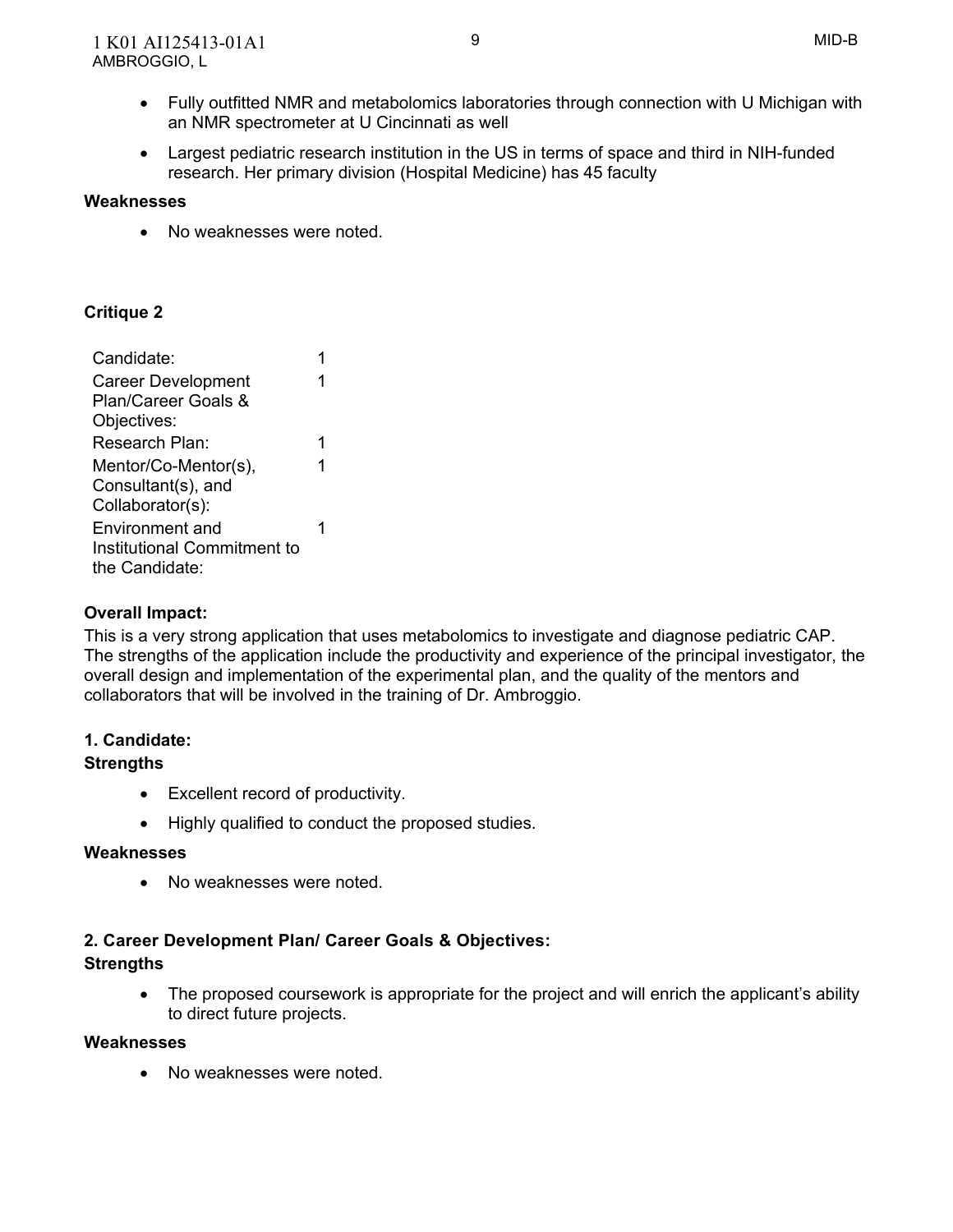- Fully outfitted NMR and metabolomics laboratories through connection with U Michigan with an NMR spectrometer at U Cincinnati as well
- Largest pediatric research institution in the US in terms of space and third in NIH-funded research. Her primary division (Hospital Medicine) has 45 faculty

**Weaknesses**

- No weaknesses were noted.

### Critique 2

| | |
|---|---|
| Candidate: | 1 |
| Career Development Plan/Career Goals & Objectives: | 1 |
| Research Plan: | 1 |
| Mentor/Co-Mentor(s), Consultant(s), and Collaborator(s): | 1 |
| Environment and Institutional Commitment to the Candidate: | 1 |

**Overall Impact:**
This is a very strong application that uses metabolomics to investigate and diagnose pediatric CAP. The strengths of the application include the productivity and experience of the principal investigator, the overall design and implementation of the experimental plan, and the quality of the mentors and collaborators that will be involved in the training of Dr. Ambroggio.

**1. Candidate:**

**Strengths**

- Excellent record of productivity.
- Highly qualified to conduct the proposed studies.

**Weaknesses**

- No weaknesses were noted.

**2. Career Development Plan/ Career Goals & Objectives:**

**Strengths**

- The proposed coursework is appropriate for the project and will enrich the applicant's ability to direct future projects.

**Weaknesses**

- No weaknesses were noted.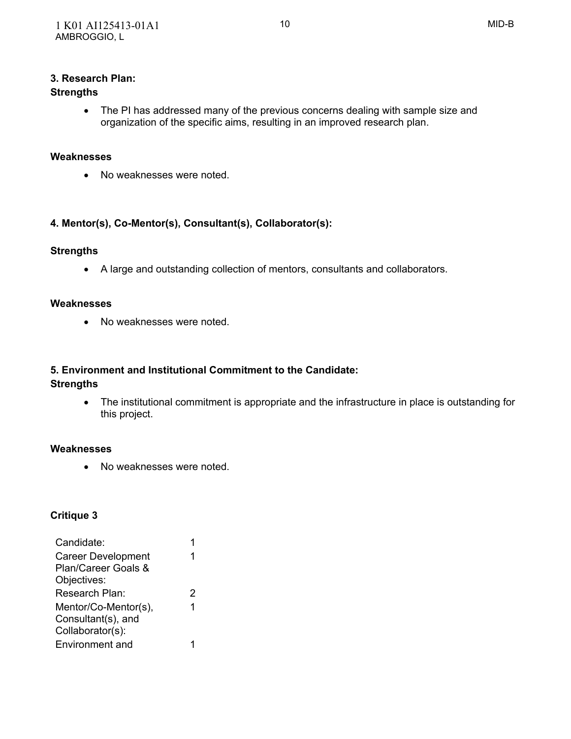**3. Research Plan:**

**Strengths**

- The PI has addressed many of the previous concerns dealing with sample size and organization of the specific aims, resulting in an improved research plan.

**Weaknesses**

- No weaknesses were noted.

**4. Mentor(s), Co-Mentor(s), Consultant(s), Collaborator(s):**

**Strengths**

- A large and outstanding collection of mentors, consultants and collaborators.

**Weaknesses**

- No weaknesses were noted.

**5. Environment and Institutional Commitment to the Candidate:**

**Strengths**

- The institutional commitment is appropriate and the infrastructure in place is outstanding for this project.

**Weaknesses**

- No weaknesses were noted.

**Critique 3**

| | |
|---|---|
| Candidate: | 1 |
| Career Development Plan/Career Goals & Objectives: | 1 |
| Research Plan: | 2 |
| Mentor/Co-Mentor(s), Consultant(s), and Collaborator(s): | 1 |
| Environment and | 1 |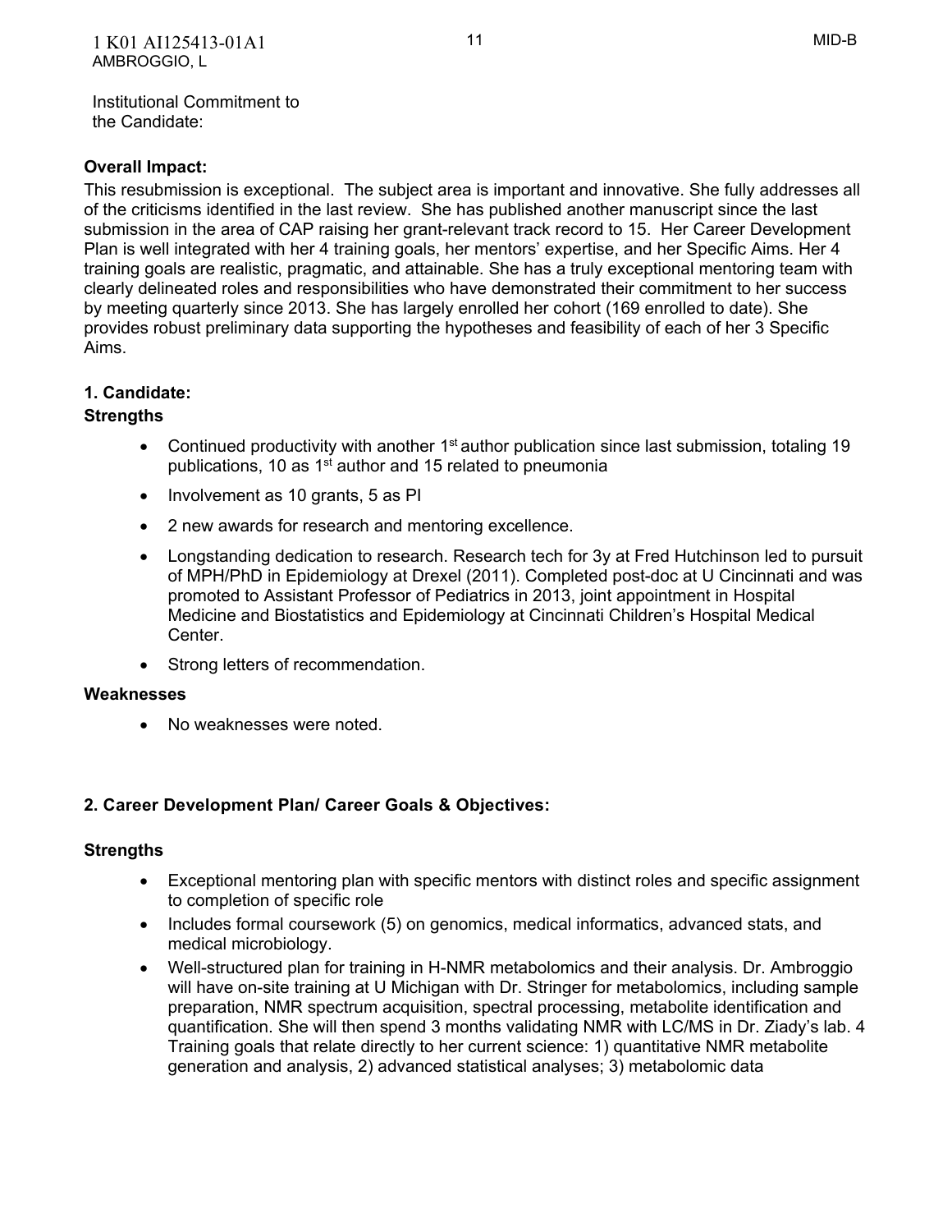Institutional Commitment to the Candidate:

**Overall Impact:**

This resubmission is exceptional. The subject area is important and innovative. She fully addresses all of the criticisms identified in the last review. She has published another manuscript since the last submission in the area of CAP raising her grant-relevant track record to 15. Her Career Development Plan is well integrated with her 4 training goals, her mentors' expertise, and her Specific Aims. Her 4 training goals are realistic, pragmatic, and attainable. She has a truly exceptional mentoring team with clearly delineated roles and responsibilities who have demonstrated their commitment to her success by meeting quarterly since 2013. She has largely enrolled her cohort (169 enrolled to date). She provides robust preliminary data supporting the hypotheses and feasibility of each of her 3 Specific Aims.

**1. Candidate:**

**Strengths**

- Continued productivity with another 1st author publication since last submission, totaling 19 publications, 10 as 1st author and 15 related to pneumonia
- Involvement as 10 grants, 5 as PI
- 2 new awards for research and mentoring excellence.
- Longstanding dedication to research. Research tech for 3y at Fred Hutchinson led to pursuit of MPH/PhD in Epidemiology at Drexel (2011). Completed post-doc at U Cincinnati and was promoted to Assistant Professor of Pediatrics in 2013, joint appointment in Hospital Medicine and Biostatistics and Epidemiology at Cincinnati Children's Hospital Medical Center.
- Strong letters of recommendation.

**Weaknesses**

- No weaknesses were noted.

**2. Career Development Plan/ Career Goals & Objectives:**

**Strengths**

- Exceptional mentoring plan with specific mentors with distinct roles and specific assignment to completion of specific role
- Includes formal coursework (5) on genomics, medical informatics, advanced stats, and medical microbiology.
- Well-structured plan for training in H-NMR metabolomics and their analysis. Dr. Ambroggio will have on-site training at U Michigan with Dr. Stringer for metabolomics, including sample preparation, NMR spectrum acquisition, spectral processing, metabolite identification and quantification. She will then spend 3 months validating NMR with LC/MS in Dr. Ziady's lab. 4 Training goals that relate directly to her current science: 1) quantitative NMR metabolite generation and analysis, 2) advanced statistical analyses; 3) metabolomic data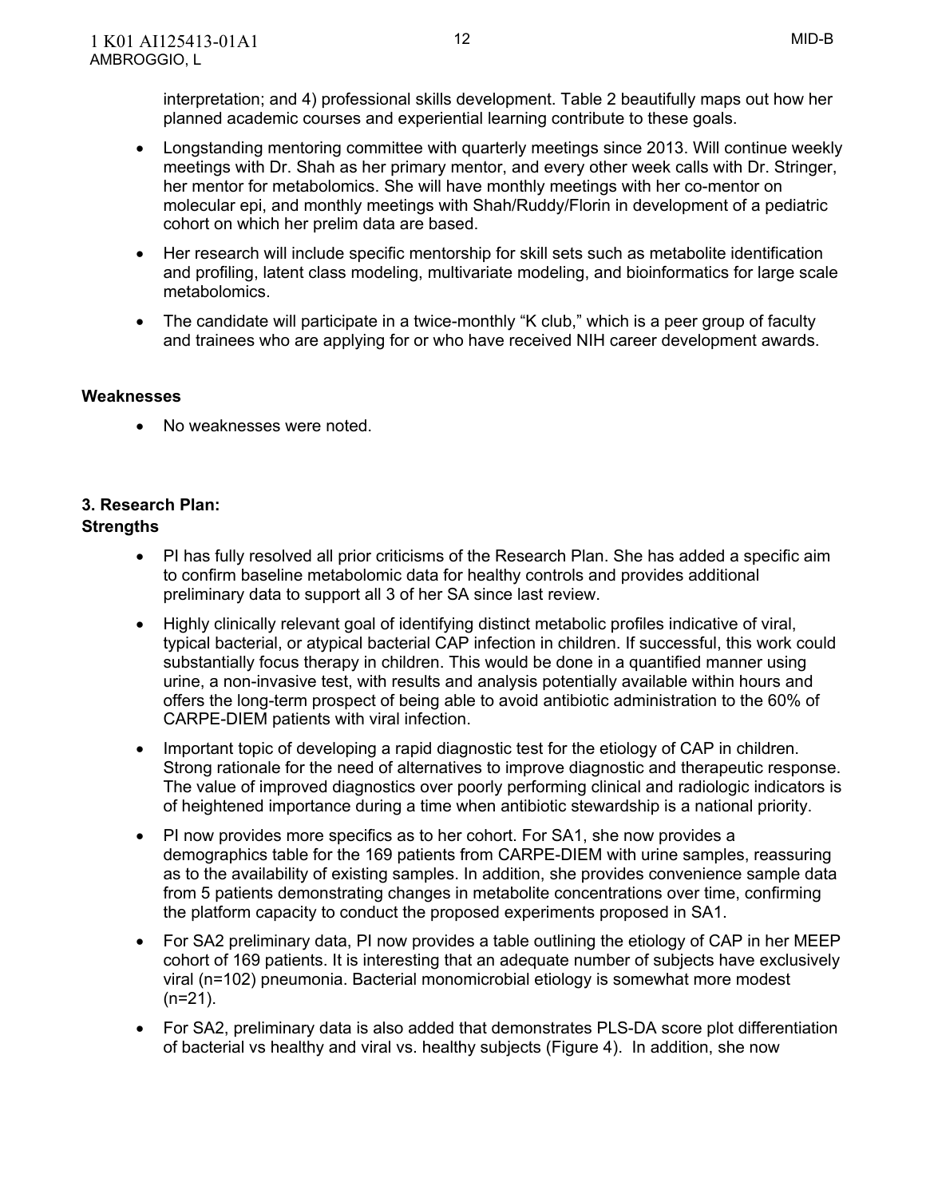interpretation; and 4) professional skills development. Table 2 beautifully maps out how her planned academic courses and experiential learning contribute to these goals.

- Longstanding mentoring committee with quarterly meetings since 2013. Will continue weekly meetings with Dr. Shah as her primary mentor, and every other week calls with Dr. Stringer, her mentor for metabolomics. She will have monthly meetings with her co-mentor on molecular epi, and monthly meetings with Shah/Ruddy/Florin in development of a pediatric cohort on which her prelim data are based.
- Her research will include specific mentorship for skill sets such as metabolite identification and profiling, latent class modeling, multivariate modeling, and bioinformatics for large scale metabolomics.
- The candidate will participate in a twice-monthly "K club," which is a peer group of faculty and trainees who are applying for or who have received NIH career development awards.

**Weaknesses**

- No weaknesses were noted.

**3. Research Plan:**

**Strengths**

- PI has fully resolved all prior criticisms of the Research Plan. She has added a specific aim to confirm baseline metabolomic data for healthy controls and provides additional preliminary data to support all 3 of her SA since last review.
- Highly clinically relevant goal of identifying distinct metabolic profiles indicative of viral, typical bacterial, or atypical bacterial CAP infection in children. If successful, this work could substantially focus therapy in children. This would be done in a quantified manner using urine, a non-invasive test, with results and analysis potentially available within hours and offers the long-term prospect of being able to avoid antibiotic administration to the 60% of CARPE-DIEM patients with viral infection.
- Important topic of developing a rapid diagnostic test for the etiology of CAP in children. Strong rationale for the need of alternatives to improve diagnostic and therapeutic response. The value of improved diagnostics over poorly performing clinical and radiologic indicators is of heightened importance during a time when antibiotic stewardship is a national priority.
- PI now provides more specifics as to her cohort. For SA1, she now provides a demographics table for the 169 patients from CARPE-DIEM with urine samples, reassuring as to the availability of existing samples. In addition, she provides convenience sample data from 5 patients demonstrating changes in metabolite concentrations over time, confirming the platform capacity to conduct the proposed experiments proposed in SA1.
- For SA2 preliminary data, PI now provides a table outlining the etiology of CAP in her MEEP cohort of 169 patients. It is interesting that an adequate number of subjects have exclusively viral (n=102) pneumonia. Bacterial monomicrobial etiology is somewhat more modest (n=21).
- For SA2, preliminary data is also added that demonstrates PLS-DA score plot differentiation of bacterial vs healthy and viral vs. healthy subjects (Figure 4). In addition, she now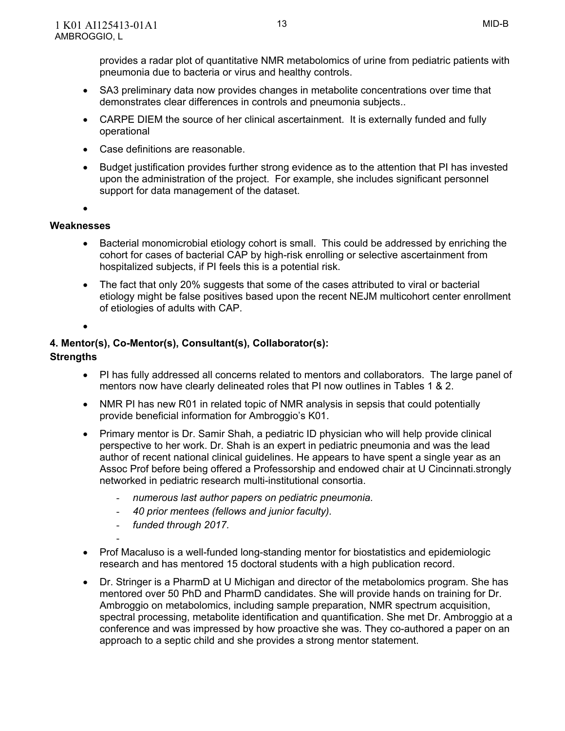provides a radar plot of quantitative NMR metabolomics of urine from pediatric patients with pneumonia due to bacteria or virus and healthy controls.

- SA3 preliminary data now provides changes in metabolite concentrations over time that demonstrates clear differences in controls and pneumonia subjects..
- CARPE DIEM the source of her clinical ascertainment. It is externally funded and fully operational
- Case definitions are reasonable.
- Budget justification provides further strong evidence as to the attention that PI has invested upon the administration of the project. For example, she includes significant personnel support for data management of the dataset.
- 

**Weaknesses**

- Bacterial monomicrobial etiology cohort is small. This could be addressed by enriching the cohort for cases of bacterial CAP by high-risk enrolling or selective ascertainment from hospitalized subjects, if PI feels this is a potential risk.
- The fact that only 20% suggests that some of the cases attributed to viral or bacterial etiology might be false positives based upon the recent NEJM multicohort center enrollment of etiologies of adults with CAP.
- 

**4. Mentor(s), Co-Mentor(s), Consultant(s), Collaborator(s):**

**Strengths**

- PI has fully addressed all concerns related to mentors and collaborators. The large panel of mentors now have clearly delineated roles that PI now outlines in Tables 1 & 2.
- NMR PI has new R01 in related topic of NMR analysis in sepsis that could potentially provide beneficial information for Ambroggio's K01.
- Primary mentor is Dr. Samir Shah, a pediatric ID physician who will help provide clinical perspective to her work. Dr. Shah is an expert in pediatric pneumonia and was the lead author of recent national clinical guidelines. He appears to have spent a single year as an Assoc Prof before being offered a Professorship and endowed chair at U Cincinnati.strongly networked in pediatric research multi-institutional consortia.
  - *numerous last author papers on pediatric pneumonia.*
  - *40 prior mentees (fellows and junior faculty).*
  - *funded through 2017.*
  - 
- Prof Macaluso is a well-funded long-standing mentor for biostatistics and epidemiologic research and has mentored 15 doctoral students with a high publication record.
- Dr. Stringer is a PharmD at U Michigan and director of the metabolomics program. She has mentored over 50 PhD and PharmD candidates. She will provide hands on training for Dr. Ambroggio on metabolomics, including sample preparation, NMR spectrum acquisition, spectral processing, metabolite identification and quantification. She met Dr. Ambroggio at a conference and was impressed by how proactive she was. They co-authored a paper on an approach to a septic child and she provides a strong mentor statement.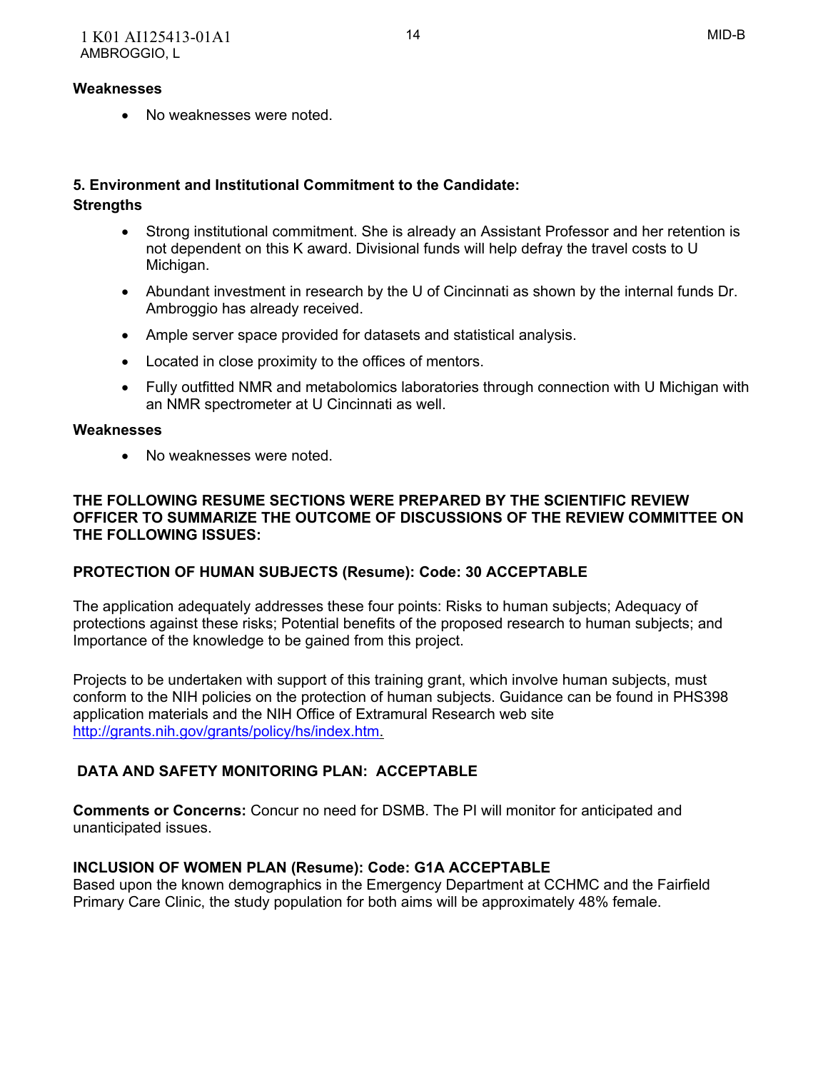**Weaknesses**

- No weaknesses were noted.

**5. Environment and Institutional Commitment to the Candidate:**

**Strengths**

- Strong institutional commitment. She is already an Assistant Professor and her retention is not dependent on this K award. Divisional funds will help defray the travel costs to U Michigan.
- Abundant investment in research by the U of Cincinnati as shown by the internal funds Dr. Ambroggio has already received.
- Ample server space provided for datasets and statistical analysis.
- Located in close proximity to the offices of mentors.
- Fully outfitted NMR and metabolomics laboratories through connection with U Michigan with an NMR spectrometer at U Cincinnati as well.

**Weaknesses**

- No weaknesses were noted.

**THE FOLLOWING RESUME SECTIONS WERE PREPARED BY THE SCIENTIFIC REVIEW OFFICER TO SUMMARIZE THE OUTCOME OF DISCUSSIONS OF THE REVIEW COMMITTEE ON THE FOLLOWING ISSUES:**

**PROTECTION OF HUMAN SUBJECTS (Resume): Code: 30 ACCEPTABLE**

The application adequately addresses these four points: Risks to human subjects; Adequacy of protections against these risks; Potential benefits of the proposed research to human subjects; and Importance of the knowledge to be gained from this project.

Projects to be undertaken with support of this training grant, which involve human subjects, must conform to the NIH policies on the protection of human subjects. Guidance can be found in PHS398 application materials and the NIH Office of Extramural Research web site http://grants.nih.gov/grants/policy/hs/index.htm.

**DATA AND SAFETY MONITORING PLAN: ACCEPTABLE**

**Comments or Concerns:** Concur no need for DSMB. The PI will monitor for anticipated and unanticipated issues.

**INCLUSION OF WOMEN PLAN (Resume): Code: G1A ACCEPTABLE**

Based upon the known demographics in the Emergency Department at CCHMC and the Fairfield Primary Care Clinic, the study population for both aims will be approximately 48% female.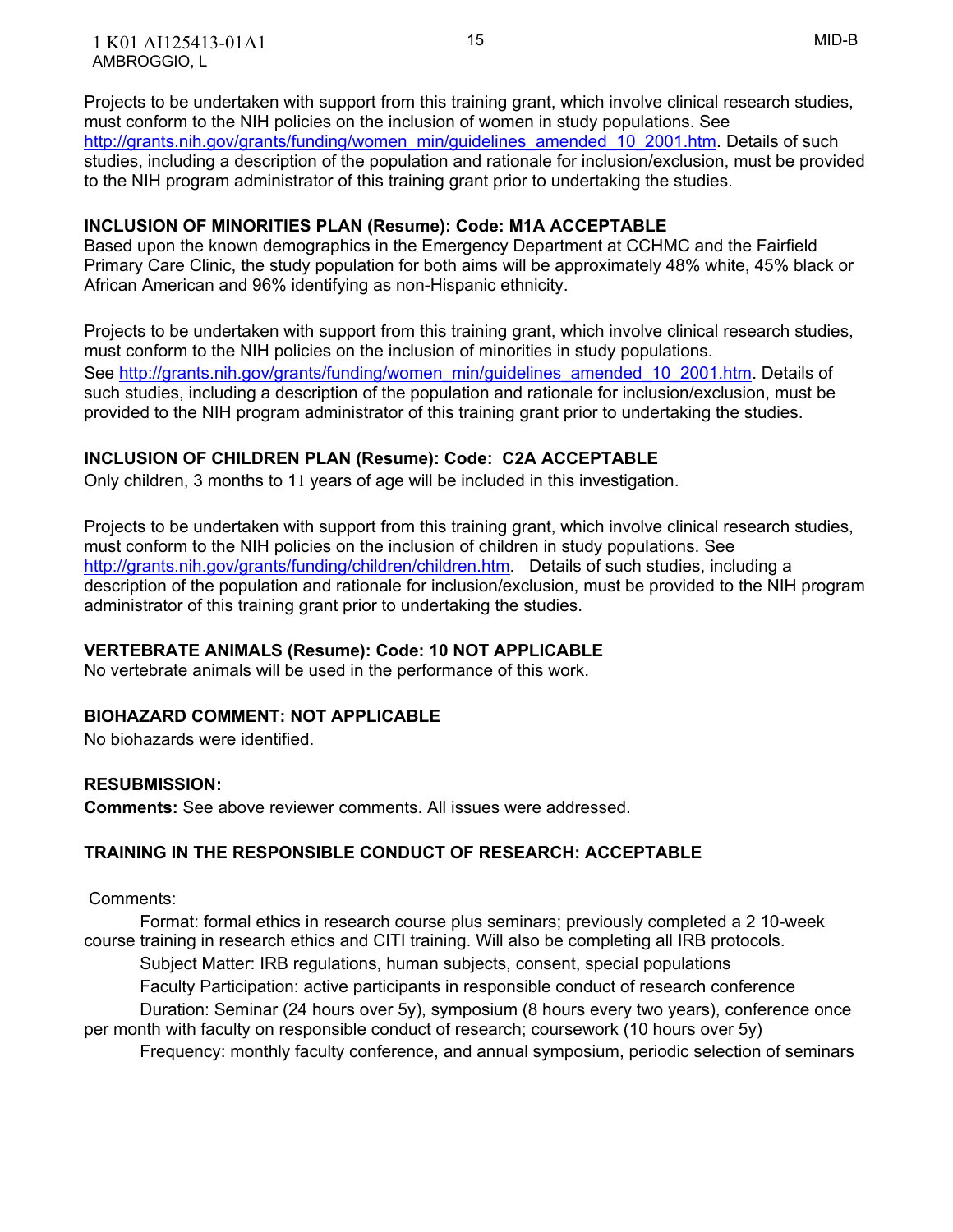Projects to be undertaken with support from this training grant, which involve clinical research studies, must conform to the NIH policies on the inclusion of women in study populations. See http://grants.nih.gov/grants/funding/women_min/guidelines_amended_10_2001.htm. Details of such studies, including a description of the population and rationale for inclusion/exclusion, must be provided to the NIH program administrator of this training grant prior to undertaking the studies.

**INCLUSION OF MINORITIES PLAN (Resume): Code: M1A ACCEPTABLE**

Based upon the known demographics in the Emergency Department at CCHMC and the Fairfield Primary Care Clinic, the study population for both aims will be approximately 48% white, 45% black or African American and 96% identifying as non-Hispanic ethnicity.

Projects to be undertaken with support from this training grant, which involve clinical research studies, must conform to the NIH policies on the inclusion of minorities in study populations. See http://grants.nih.gov/grants/funding/women_min/guidelines_amended_10_2001.htm. Details of such studies, including a description of the population and rationale for inclusion/exclusion, must be provided to the NIH program administrator of this training grant prior to undertaking the studies.

**INCLUSION OF CHILDREN PLAN (Resume): Code: C2A ACCEPTABLE**

Only children, 3 months to 11 years of age will be included in this investigation.

Projects to be undertaken with support from this training grant, which involve clinical research studies, must conform to the NIH policies on the inclusion of children in study populations. See http://grants.nih.gov/grants/funding/children/children.htm. Details of such studies, including a description of the population and rationale for inclusion/exclusion, must be provided to the NIH program administrator of this training grant prior to undertaking the studies.

**VERTEBRATE ANIMALS (Resume): Code: 10 NOT APPLICABLE**

No vertebrate animals will be used in the performance of this work.

**BIOHAZARD COMMENT: NOT APPLICABLE**

No biohazards were identified.

**RESUBMISSION:**

**Comments:** See above reviewer comments. All issues were addressed.

**TRAINING IN THE RESPONSIBLE CONDUCT OF RESEARCH: ACCEPTABLE**

Comments:

Format: formal ethics in research course plus seminars; previously completed a 2 10-week course training in research ethics and CITI training. Will also be completing all IRB protocols.

Subject Matter: IRB regulations, human subjects, consent, special populations

Faculty Participation: active participants in responsible conduct of research conference

Duration: Seminar (24 hours over 5y), symposium (8 hours every two years), conference once per month with faculty on responsible conduct of research; coursework (10 hours over 5y)

Frequency: monthly faculty conference, and annual symposium, periodic selection of seminars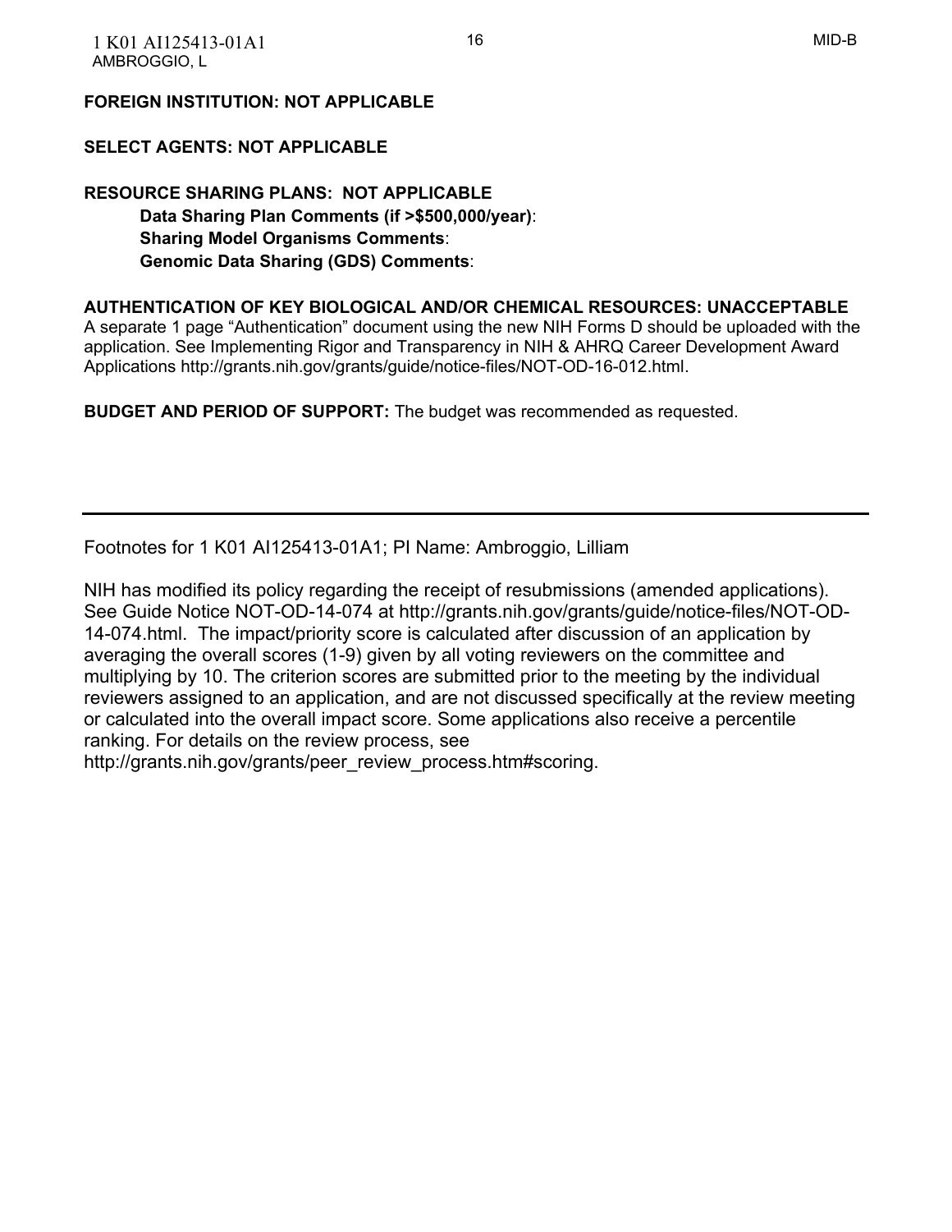**FOREIGN INSTITUTION: NOT APPLICABLE**

**SELECT AGENTS: NOT APPLICABLE**

**RESOURCE SHARING PLANS: NOT APPLICABLE**

> **Data Sharing Plan Comments (if >$500,000/year)**:
> **Sharing Model Organisms Comments**:
> **Genomic Data Sharing (GDS) Comments**:

**AUTHENTICATION OF KEY BIOLOGICAL AND/OR CHEMICAL RESOURCES: UNACCEPTABLE**
A separate 1 page “Authentication” document using the new NIH Forms D should be uploaded with the application. See Implementing Rigor and Transparency in NIH & AHRQ Career Development Award Applications http://grants.nih.gov/grants/guide/notice-files/NOT-OD-16-012.html.

**BUDGET AND PERIOD OF SUPPORT:** The budget was recommended as requested.

---

Footnotes for 1 K01 AI125413-01A1; PI Name: Ambroggio, Lilliam

NIH has modified its policy regarding the receipt of resubmissions (amended applications). See Guide Notice NOT-OD-14-074 at http://grants.nih.gov/grants/guide/notice-files/NOT-OD-14-074.html. The impact/priority score is calculated after discussion of an application by averaging the overall scores (1-9) given by all voting reviewers on the committee and multiplying by 10. The criterion scores are submitted prior to the meeting by the individual reviewers assigned to an application, and are not discussed specifically at the review meeting or calculated into the overall impact score. Some applications also receive a percentile ranking. For details on the review process, see http://grants.nih.gov/grants/peer_review_process.htm#scoring.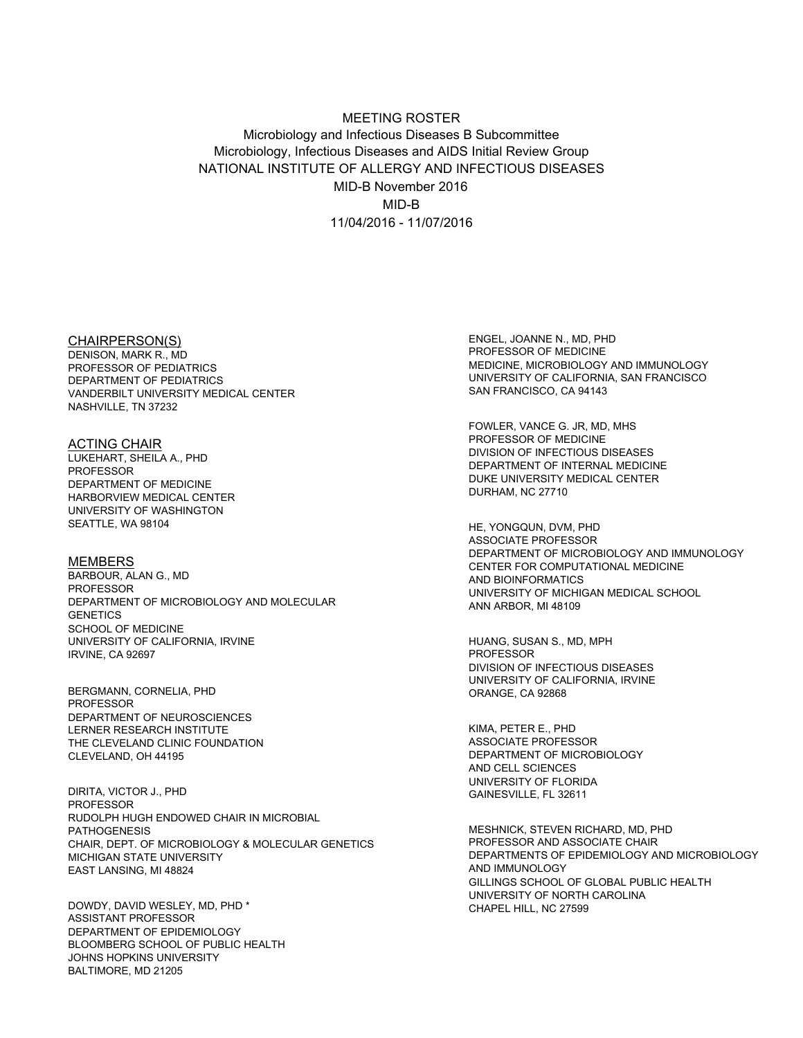MEETING ROSTER

Microbiology and Infectious Diseases B Subcommittee

Microbiology, Infectious Diseases and AIDS Initial Review Group

NATIONAL INSTITUTE OF ALLERGY AND INFECTIOUS DISEASES

MID-B November 2016

MID-B

11/04/2016 - 11/07/2016

## CHAIRPERSON(S)

DENISON, MARK R., MD
PROFESSOR OF PEDIATRICS
DEPARTMENT OF PEDIATRICS
VANDERBILT UNIVERSITY MEDICAL CENTER
NASHVILLE, TN 37232

## ACTING CHAIR

LUKEHART, SHEILA A., PHD
PROFESSOR
DEPARTMENT OF MEDICINE
HARBORVIEW MEDICAL CENTER
UNIVERSITY OF WASHINGTON
SEATTLE, WA 98104

## MEMBERS

BARBOUR, ALAN G., MD
PROFESSOR
DEPARTMENT OF MICROBIOLOGY AND MOLECULAR GENETICS
SCHOOL OF MEDICINE
UNIVERSITY OF CALIFORNIA, IRVINE
IRVINE, CA 92697

BERGMANN, CORNELIA, PHD
PROFESSOR
DEPARTMENT OF NEUROSCIENCES
LERNER RESEARCH INSTITUTE
THE CLEVELAND CLINIC FOUNDATION
CLEVELAND, OH 44195

DIRITA, VICTOR J., PHD
PROFESSOR
RUDOLPH HUGH ENDOWED CHAIR IN MICROBIAL PATHOGENESIS
CHAIR, DEPT. OF MICROBIOLOGY & MOLECULAR GENETICS
MICHIGAN STATE UNIVERSITY
EAST LANSING, MI 48824

DOWDY, DAVID WESLEY, MD, PHD *
ASSISTANT PROFESSOR
DEPARTMENT OF EPIDEMIOLOGY
BLOOMBERG SCHOOL OF PUBLIC HEALTH
JOHNS HOPKINS UNIVERSITY
BALTIMORE, MD 21205

ENGEL, JOANNE N., MD, PHD
PROFESSOR OF MEDICINE
MEDICINE, MICROBIOLOGY AND IMMUNOLOGY
UNIVERSITY OF CALIFORNIA, SAN FRANCISCO
SAN FRANCISCO, CA 94143

FOWLER, VANCE G. JR, MD, MHS
PROFESSOR OF MEDICINE
DIVISION OF INFECTIOUS DISEASES
DEPARTMENT OF INTERNAL MEDICINE
DUKE UNIVERSITY MEDICAL CENTER
DURHAM, NC 27710

HE, YONGQUN, DVM, PHD
ASSOCIATE PROFESSOR
DEPARTMENT OF MICROBIOLOGY AND IMMUNOLOGY
CENTER FOR COMPUTATIONAL MEDICINE AND BIOINFORMATICS
UNIVERSITY OF MICHIGAN MEDICAL SCHOOL
ANN ARBOR, MI 48109

HUANG, SUSAN S., MD, MPH
PROFESSOR
DIVISION OF INFECTIOUS DISEASES
UNIVERSITY OF CALIFORNIA, IRVINE
ORANGE, CA 92868

KIMA, PETER E., PHD
ASSOCIATE PROFESSOR
DEPARTMENT OF MICROBIOLOGY AND CELL SCIENCES
UNIVERSITY OF FLORIDA
GAINESVILLE, FL 32611

MESHNICK, STEVEN RICHARD, MD, PHD
PROFESSOR AND ASSOCIATE CHAIR
DEPARTMENTS OF EPIDEMIOLOGY AND MICROBIOLOGY AND IMMUNOLOGY
GILLINGS SCHOOL OF GLOBAL PUBLIC HEALTH
UNIVERSITY OF NORTH CAROLINA
CHAPEL HILL, NC 27599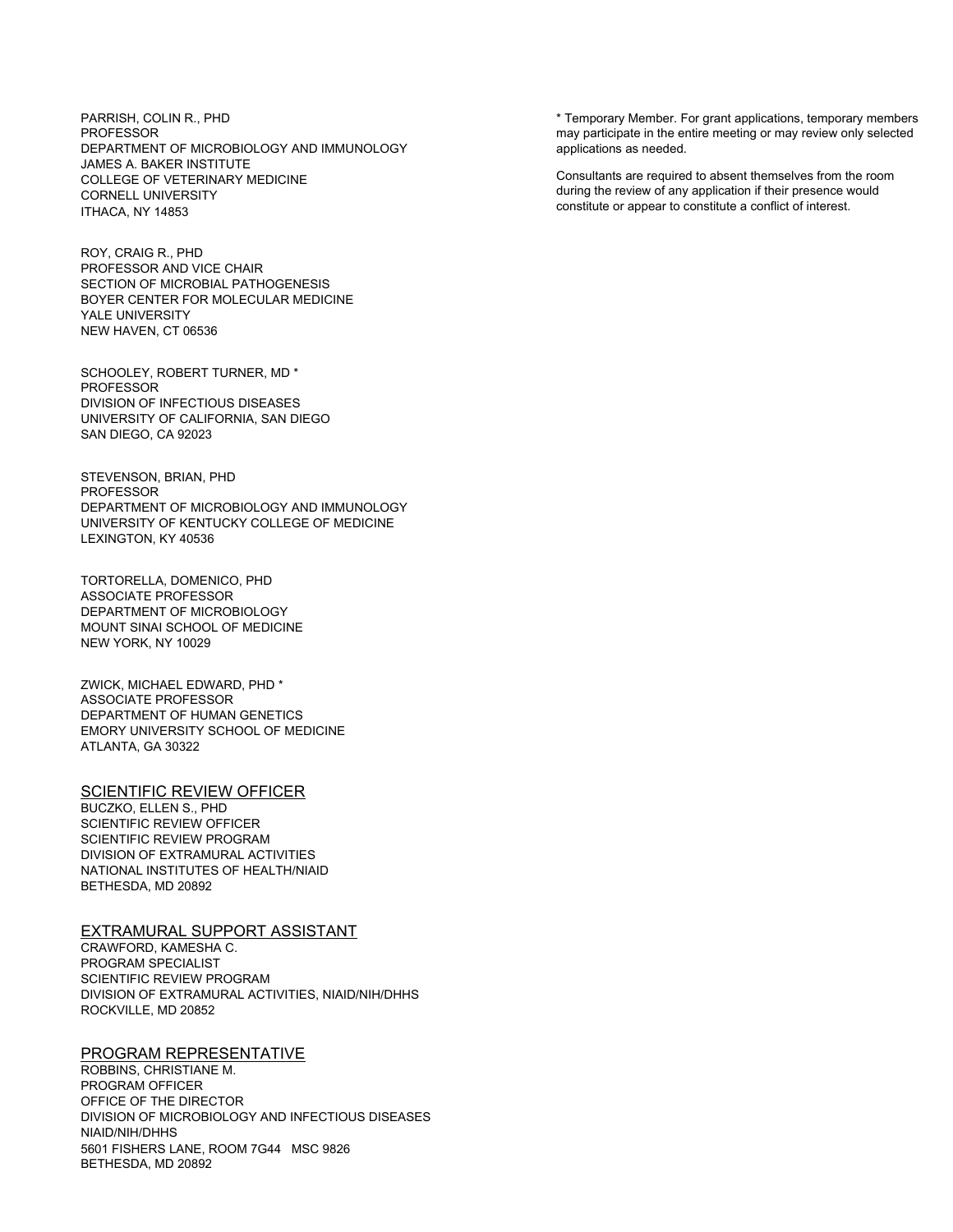PARRISH, COLIN R., PHD
PROFESSOR
DEPARTMENT OF MICROBIOLOGY AND IMMUNOLOGY
JAMES A. BAKER INSTITUTE
COLLEGE OF VETERINARY MEDICINE
CORNELL UNIVERSITY
ITHACA, NY 14853

ROY, CRAIG R., PHD
PROFESSOR AND VICE CHAIR
SECTION OF MICROBIAL PATHOGENESIS
BOYER CENTER FOR MOLECULAR MEDICINE
YALE UNIVERSITY
NEW HAVEN, CT 06536

SCHOOLEY, ROBERT TURNER, MD *
PROFESSOR
DIVISION OF INFECTIOUS DISEASES
UNIVERSITY OF CALIFORNIA, SAN DIEGO
SAN DIEGO, CA 92023

STEVENSON, BRIAN, PHD
PROFESSOR
DEPARTMENT OF MICROBIOLOGY AND IMMUNOLOGY
UNIVERSITY OF KENTUCKY COLLEGE OF MEDICINE
LEXINGTON, KY 40536

TORTORELLA, DOMENICO, PHD
ASSOCIATE PROFESSOR
DEPARTMENT OF MICROBIOLOGY
MOUNT SINAI SCHOOL OF MEDICINE
NEW YORK, NY 10029

ZWICK, MICHAEL EDWARD, PHD *
ASSOCIATE PROFESSOR
DEPARTMENT OF HUMAN GENETICS
EMORY UNIVERSITY SCHOOL OF MEDICINE
ATLANTA, GA 30322

## SCIENTIFIC REVIEW OFFICER

BUCZKO, ELLEN S., PHD
SCIENTIFIC REVIEW OFFICER
SCIENTIFIC REVIEW PROGRAM
DIVISION OF EXTRAMURAL ACTIVITIES
NATIONAL INSTITUTES OF HEALTH/NIAID
BETHESDA, MD 20892

## EXTRAMURAL SUPPORT ASSISTANT

CRAWFORD, KAMESHA C.
PROGRAM SPECIALIST
SCIENTIFIC REVIEW PROGRAM
DIVISION OF EXTRAMURAL ACTIVITIES, NIAID/NIH/DHHS
ROCKVILLE, MD 20852

## PROGRAM REPRESENTATIVE

ROBBINS, CHRISTIANE M.
PROGRAM OFFICER
OFFICE OF THE DIRECTOR
DIVISION OF MICROBIOLOGY AND INFECTIOUS DISEASES
NIAID/NIH/DHHS
5601 FISHERS LANE, ROOM 7G44 MSC 9826
BETHESDA, MD 20892

* Temporary Member. For grant applications, temporary members may participate in the entire meeting or may review only selected applications as needed.

Consultants are required to absent themselves from the room during the review of any application if their presence would constitute or appear to constitute a conflict of interest.